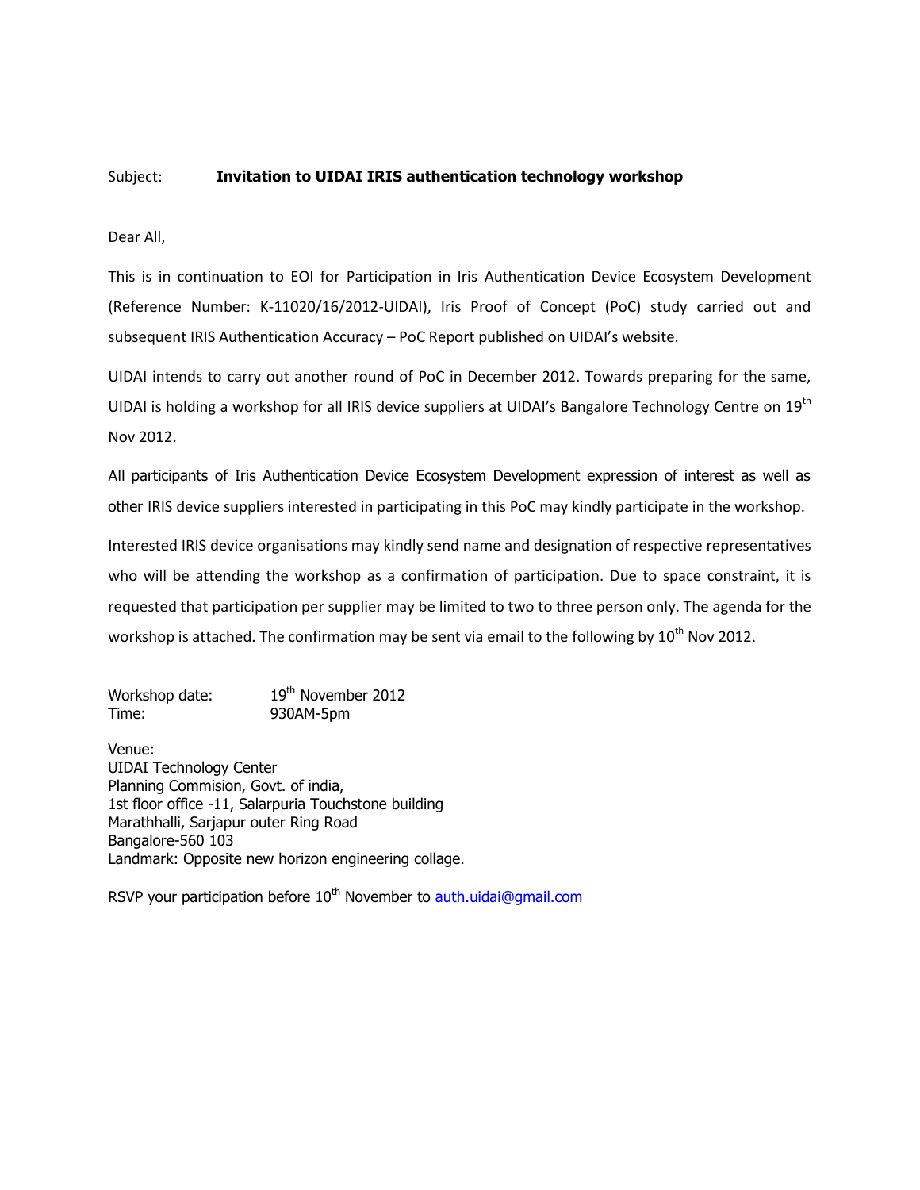Subject: **Invitation to UIDAI IRIS authentication technology workshop**

Dear All,

This is in continuation to EOI for Participation in Iris Authentication Device Ecosystem Development (Reference Number: K-11020/16/2012-UIDAI), Iris Proof of Concept (PoC) study carried out and subsequent IRIS Authentication Accuracy – PoC Report published on UIDAI's website.

UIDAI intends to carry out another round of PoC in December 2012. Towards preparing for the same, UIDAI is holding a workshop for all IRIS device suppliers at UIDAI's Bangalore Technology Centre on 19th Nov 2012.

All participants of Iris Authentication Device Ecosystem Development expression of interest as well as other IRIS device suppliers interested in participating in this PoC may kindly participate in the workshop.

Interested IRIS device organisations may kindly send name and designation of respective representatives who will be attending the workshop as a confirmation of participation. Due to space constraint, it is requested that participation per supplier may be limited to two to three person only. The agenda for the workshop is attached. The confirmation may be sent via email to the following by 10th Nov 2012.

Workshop date: 19th November 2012
Time: 930AM-5pm

Venue:
UIDAI Technology Center
Planning Commision, Govt. of india,
1st floor office -11, Salarpuria Touchstone building
Marathhalli, Sarjapur outer Ring Road
Bangalore-560 103
Landmark: Opposite new horizon engineering collage.

RSVP your participation before 10th November to auth.uidai@gmail.com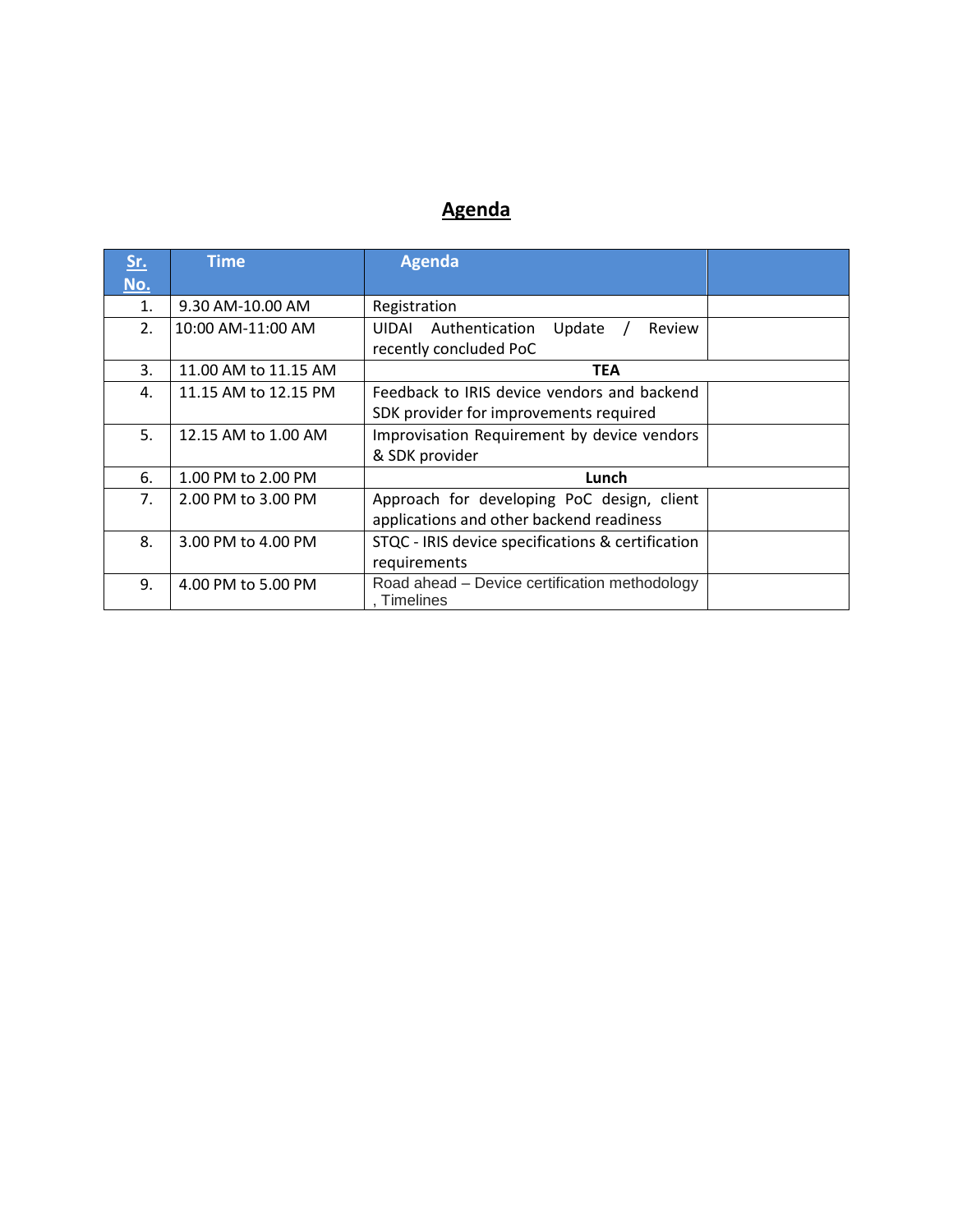# Agenda

| Sr. No. | Time | Agenda | |
|---|---|---|---|
| 1. | 9.30 AM-10.00 AM | Registration | |
| 2. | 10:00 AM-11:00 AM | UIDAI Authentication Update / Review recently concluded PoC | |
| 3. | 11.00 AM to 11.15 AM | **TEA** | |
| 4. | 11.15 AM to 12.15 PM | Feedback to IRIS device vendors and backend SDK provider for improvements required | |
| 5. | 12.15 AM to 1.00 AM | Improvisation Requirement by device vendors & SDK provider | |
| 6. | 1.00 PM to 2.00 PM | **Lunch** | |
| 7. | 2.00 PM to 3.00 PM | Approach for developing PoC design, client applications and other backend readiness | |
| 8. | 3.00 PM to 4.00 PM | STQC - IRIS device specifications & certification requirements | |
| 9. | 4.00 PM to 5.00 PM | Road ahead – Device certification methodology , Timelines | |